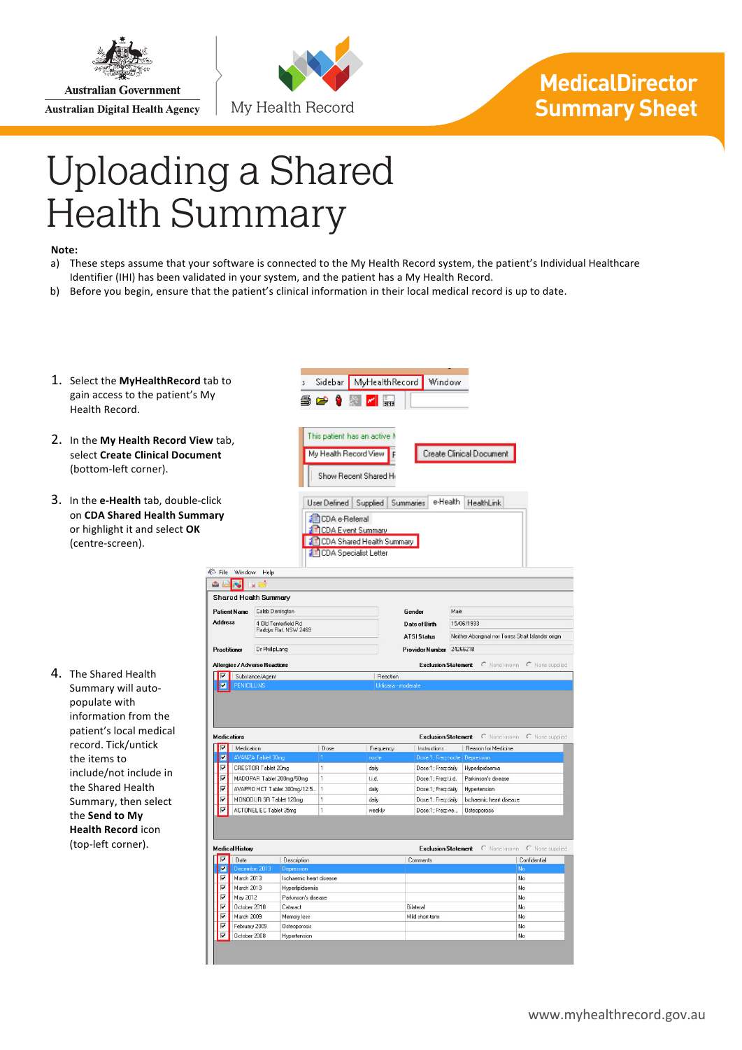Australian Government

Australian Digital Health Agency

My Health Record

**MedicalDirector Summary Sheet**

# Uploading a Shared Health Summary

**Note:**

a) These steps assume that your software is connected to the My Health Record system, the patient's Individual Healthcare Identifier (IHI) has been validated in your system, and the patient has a My Health Record.

b) Before you begin, ensure that the patient's clinical information in their local medical record is up to date.

1. Select the **MyHealthRecord** tab to gain access to the patient's My Health Record.

2. In the **My Health Record View** tab, select **Create Clinical Document** (bottom-left corner).

3. In the **e-Health** tab, double-click on **CDA Shared Health Summary** or highlight it and select **OK** (centre-screen).

4. The Shared Health Summary will auto-populate with information from the patient's local medical record. Tick/untick the items to include/not include in the Shared Health Summary, then select the **Send to My Health Record** icon (top-left corner).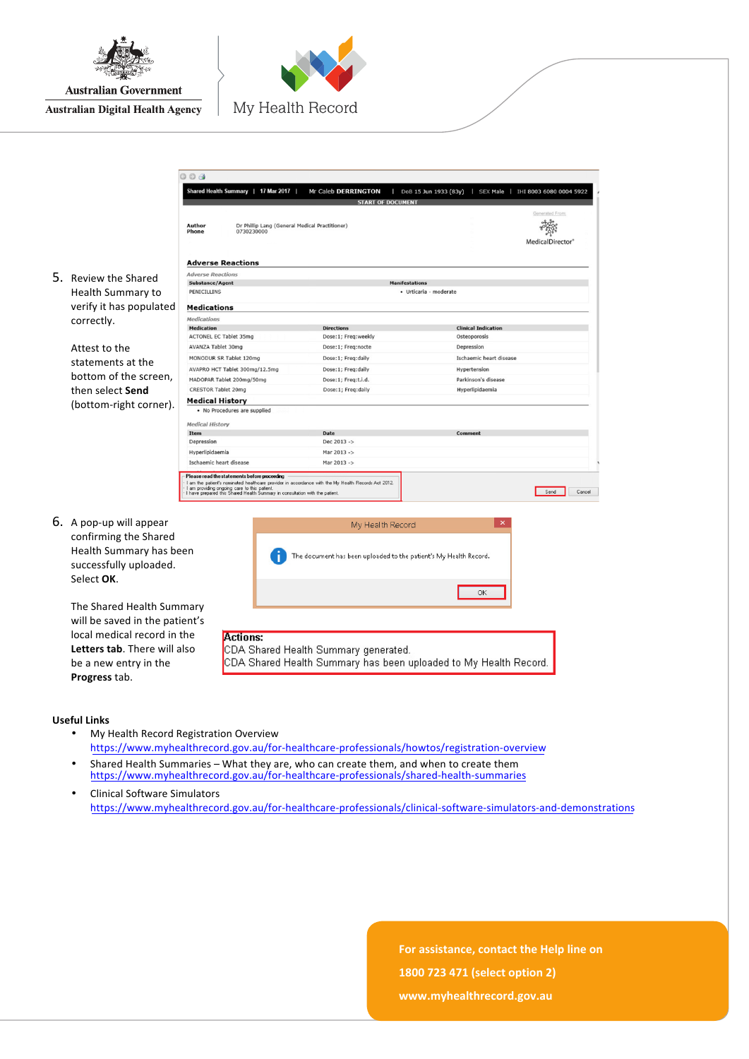Australian Government
Australian Digital Health Agency

My Health Record

5. Review the Shared Health Summary to verify it has populated correctly.

   Attest to the statements at the bottom of the screen, then select **Send** (bottom-right corner).

6. A pop-up will appear confirming the Shared Health Summary has been successfully uploaded. Select **OK**.

   The Shared Health Summary will be saved in the patient's local medical record in the **Letters tab**. There will also be a new entry in the **Progress** tab.

**Useful Links**

- My Health Record Registration Overview
  https://www.myhealthrecord.gov.au/for-healthcare-professionals/howtos/registration-overview
- Shared Health Summaries – What they are, who can create them, and when to create them
  https://www.myhealthrecord.gov.au/for-healthcare-professionals/shared-health-summaries
- Clinical Software Simulators
  https://www.myhealthrecord.gov.au/for-healthcare-professionals/clinical-software-simulators-and-demonstrations

For assistance, contact the Help line on
1800 723 471 (select option 2)
www.myhealthrecord.gov.au